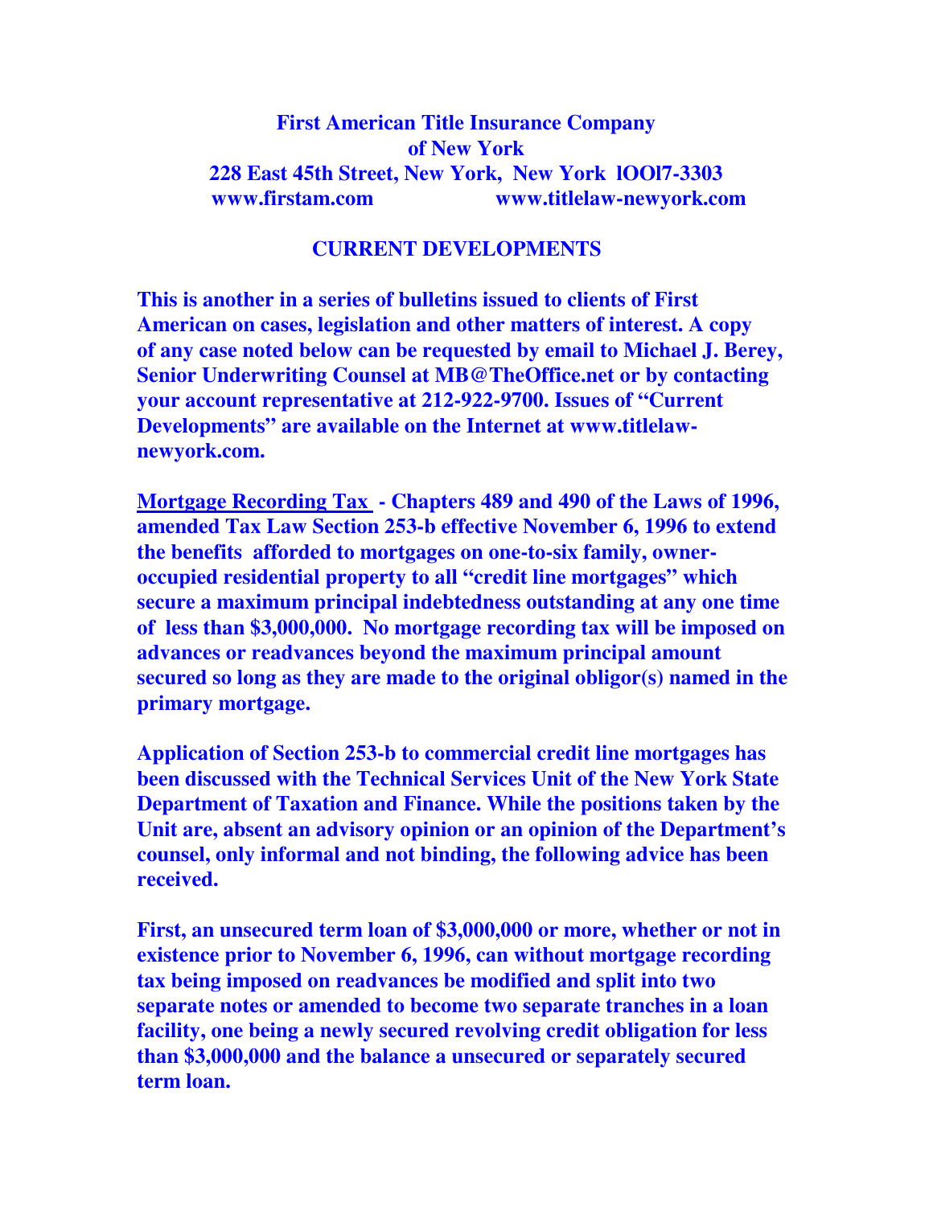**First American Title Insurance Company**
**of New York**
**228 East 45th Street, New York, New York lOOl7-3303**
**www.firstam.com www.titlelaw-newyork.com**

## CURRENT DEVELOPMENTS

**This is another in a series of bulletins issued to clients of First American on cases, legislation and other matters of interest. A copy of any case noted below can be requested by email to Michael J. Berey, Senior Underwriting Counsel at MB@TheOffice.net or by contacting your account representative at 212-922-9700. Issues of "Current Developments" are available on the Internet at www.titlelaw-newyork.com.**

**<u>Mortgage Recording Tax</u> - Chapters 489 and 490 of the Laws of 1996, amended Tax Law Section 253-b effective November 6, 1996 to extend the benefits afforded to mortgages on one-to-six family, owner-occupied residential property to all "credit line mortgages" which secure a maximum principal indebtedness outstanding at any one time of less than $3,000,000. No mortgage recording tax will be imposed on advances or readvances beyond the maximum principal amount secured so long as they are made to the original obligor(s) named in the primary mortgage.**

**Application of Section 253-b to commercial credit line mortgages has been discussed with the Technical Services Unit of the New York State Department of Taxation and Finance. While the positions taken by the Unit are, absent an advisory opinion or an opinion of the Department's counsel, only informal and not binding, the following advice has been received.**

**First, an unsecured term loan of $3,000,000 or more, whether or not in existence prior to November 6, 1996, can without mortgage recording tax being imposed on readvances be modified and split into two separate notes or amended to become two separate tranches in a loan facility, one being a newly secured revolving credit obligation for less than $3,000,000 and the balance a unsecured or separately secured term loan.**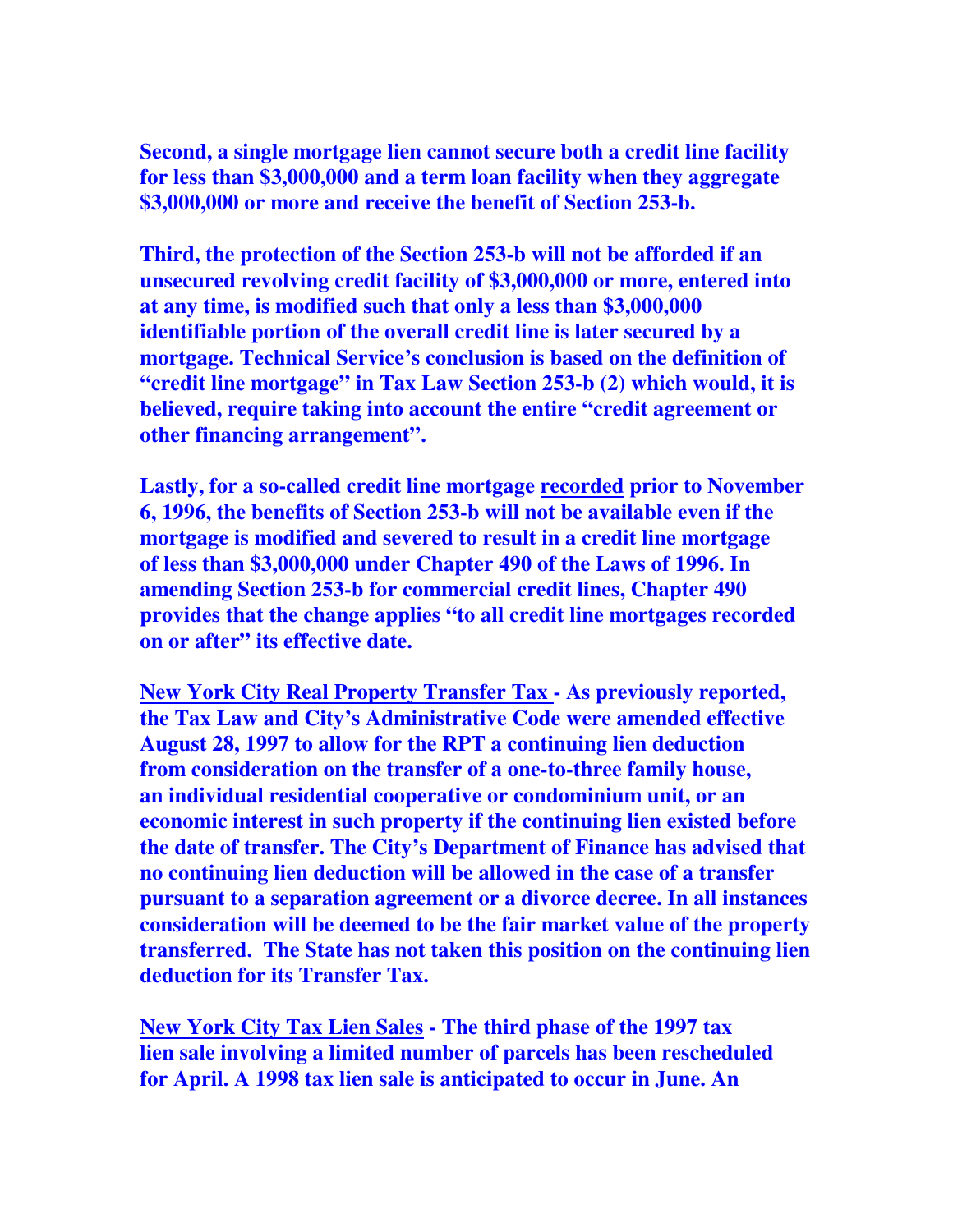**Second, a single mortgage lien cannot secure both a credit line facility for less than $3,000,000 and a term loan facility when they aggregate $3,000,000 or more and receive the benefit of Section 253-b.**

**Third, the protection of the Section 253-b will not be afforded if an unsecured revolving credit facility of $3,000,000 or more, entered into at any time, is modified such that only a less than $3,000,000 identifiable portion of the overall credit line is later secured by a mortgage. Technical Service's conclusion is based on the definition of "credit line mortgage" in Tax Law Section 253-b (2) which would, it is believed, require taking into account the entire "credit agreement or other financing arrangement".**

**Lastly, for a so-called credit line mortgage <u>recorded</u> prior to November 6, 1996, the benefits of Section 253-b will not be available even if the mortgage is modified and severed to result in a credit line mortgage of less than $3,000,000 under Chapter 490 of the Laws of 1996. In amending Section 253-b for commercial credit lines, Chapter 490 provides that the change applies "to all credit line mortgages recorded on or after" its effective date.**

**<u>New York City Real Property Transfer Tax</u> - As previously reported, the Tax Law and City's Administrative Code were amended effective August 28, 1997 to allow for the RPT a continuing lien deduction from consideration on the transfer of a one-to-three family house, an individual residential cooperative or condominium unit, or an economic interest in such property if the continuing lien existed before the date of transfer. The City's Department of Finance has advised that no continuing lien deduction will be allowed in the case of a transfer pursuant to a separation agreement or a divorce decree. In all instances consideration will be deemed to be the fair market value of the property transferred. The State has not taken this position on the continuing lien deduction for its Transfer Tax.**

**<u>New York City Tax Lien Sales</u> - The third phase of the 1997 tax lien sale involving a limited number of parcels has been rescheduled for April. A 1998 tax lien sale is anticipated to occur in June. An**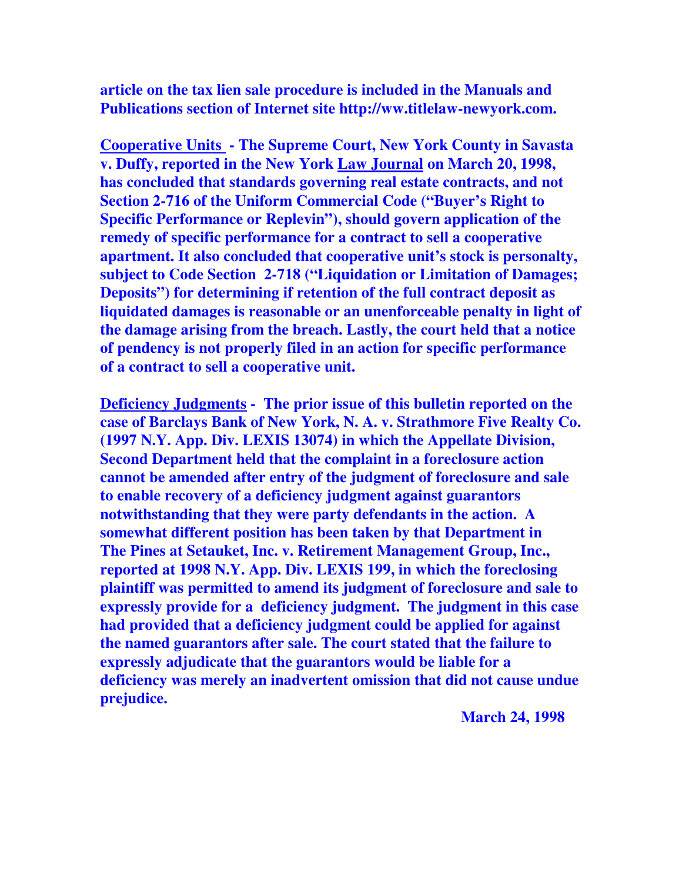**article on the tax lien sale procedure is included in the Manuals and Publications section of Internet site http://ww.titlelaw-newyork.com.**

**Cooperative Units - The Supreme Court, New York County in Savasta v. Duffy, reported in the New York Law Journal on March 20, 1998, has concluded that standards governing real estate contracts, and not Section 2-716 of the Uniform Commercial Code ("Buyer's Right to Specific Performance or Replevin"), should govern application of the remedy of specific performance for a contract to sell a cooperative apartment. It also concluded that cooperative unit's stock is personalty, subject to Code Section 2-718 ("Liquidation or Limitation of Damages; Deposits") for determining if retention of the full contract deposit as liquidated damages is reasonable or an unenforceable penalty in light of the damage arising from the breach. Lastly, the court held that a notice of pendency is not properly filed in an action for specific performance of a contract to sell a cooperative unit.**

**Deficiency Judgments - The prior issue of this bulletin reported on the case of Barclays Bank of New York, N. A. v. Strathmore Five Realty Co. (1997 N.Y. App. Div. LEXIS 13074) in which the Appellate Division, Second Department held that the complaint in a foreclosure action cannot be amended after entry of the judgment of foreclosure and sale to enable recovery of a deficiency judgment against guarantors notwithstanding that they were party defendants in the action. A somewhat different position has been taken by that Department in The Pines at Setauket, Inc. v. Retirement Management Group, Inc., reported at 1998 N.Y. App. Div. LEXIS 199, in which the foreclosing plaintiff was permitted to amend its judgment of foreclosure and sale to expressly provide for a deficiency judgment. The judgment in this case had provided that a deficiency judgment could be applied for against the named guarantors after sale. The court stated that the failure to expressly adjudicate that the guarantors would be liable for a deficiency was merely an inadvertent omission that did not cause undue prejudice.**

**March 24, 1998**